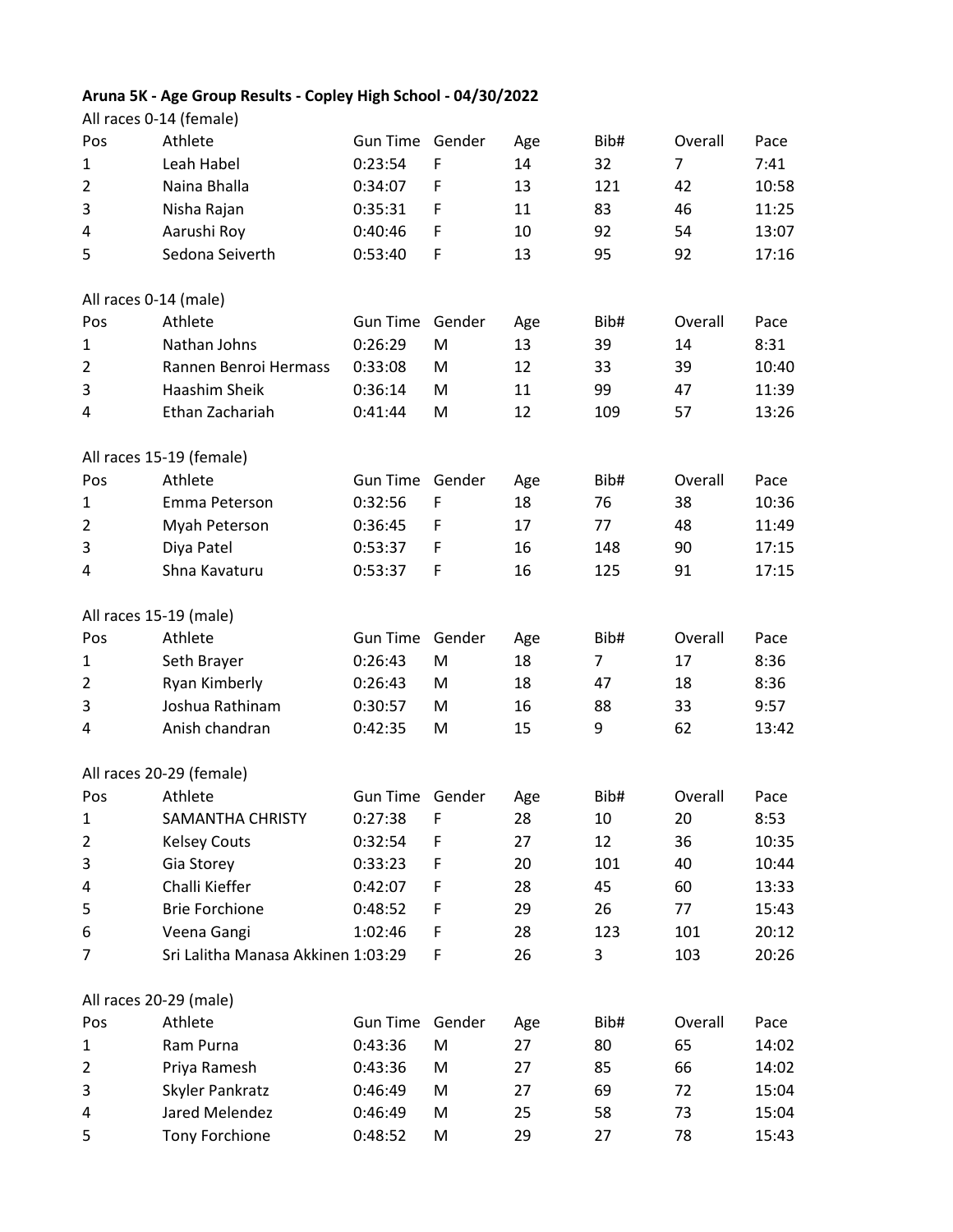**Aruna 5K - Age Group Results - Copley High School - 04/30/2022**

All races 0-14 (female)

| Pos | Athlete | Gun Time | Gender | Age | Bib# | Overall | Pace |
|---|---|---|---|---|---|---|---|
| 1 | Leah Habel | 0:23:54 | F | 14 | 32 | 7 | 7:41 |
| 2 | Naina Bhalla | 0:34:07 | F | 13 | 121 | 42 | 10:58 |
| 3 | Nisha Rajan | 0:35:31 | F | 11 | 83 | 46 | 11:25 |
| 4 | Aarushi Roy | 0:40:46 | F | 10 | 92 | 54 | 13:07 |
| 5 | Sedona Seiverth | 0:53:40 | F | 13 | 95 | 92 | 17:16 |

All races 0-14 (male)

| Pos | Athlete | Gun Time | Gender | Age | Bib# | Overall | Pace |
|---|---|---|---|---|---|---|---|
| 1 | Nathan Johns | 0:26:29 | M | 13 | 39 | 14 | 8:31 |
| 2 | Rannen Benroi Hermass | 0:33:08 | M | 12 | 33 | 39 | 10:40 |
| 3 | Haashim Sheik | 0:36:14 | M | 11 | 99 | 47 | 11:39 |
| 4 | Ethan Zachariah | 0:41:44 | M | 12 | 109 | 57 | 13:26 |

All races 15-19 (female)

| Pos | Athlete | Gun Time | Gender | Age | Bib# | Overall | Pace |
|---|---|---|---|---|---|---|---|
| 1 | Emma Peterson | 0:32:56 | F | 18 | 76 | 38 | 10:36 |
| 2 | Myah Peterson | 0:36:45 | F | 17 | 77 | 48 | 11:49 |
| 3 | Diya Patel | 0:53:37 | F | 16 | 148 | 90 | 17:15 |
| 4 | Shna Kavaturu | 0:53:37 | F | 16 | 125 | 91 | 17:15 |

All races 15-19 (male)

| Pos | Athlete | Gun Time | Gender | Age | Bib# | Overall | Pace |
|---|---|---|---|---|---|---|---|
| 1 | Seth Brayer | 0:26:43 | M | 18 | 7 | 17 | 8:36 |
| 2 | Ryan Kimberly | 0:26:43 | M | 18 | 47 | 18 | 8:36 |
| 3 | Joshua Rathinam | 0:30:57 | M | 16 | 88 | 33 | 9:57 |
| 4 | Anish chandran | 0:42:35 | M | 15 | 9 | 62 | 13:42 |

All races 20-29 (female)

| Pos | Athlete | Gun Time | Gender | Age | Bib# | Overall | Pace |
|---|---|---|---|---|---|---|---|
| 1 | SAMANTHA CHRISTY | 0:27:38 | F | 28 | 10 | 20 | 8:53 |
| 2 | Kelsey Couts | 0:32:54 | F | 27 | 12 | 36 | 10:35 |
| 3 | Gia Storey | 0:33:23 | F | 20 | 101 | 40 | 10:44 |
| 4 | Challi Kieffer | 0:42:07 | F | 28 | 45 | 60 | 13:33 |
| 5 | Brie Forchione | 0:48:52 | F | 29 | 26 | 77 | 15:43 |
| 6 | Veena Gangi | 1:02:46 | F | 28 | 123 | 101 | 20:12 |
| 7 | Sri Lalitha Manasa Akkinen | 1:03:29 | F | 26 | 3 | 103 | 20:26 |

All races 20-29 (male)

| Pos | Athlete | Gun Time | Gender | Age | Bib# | Overall | Pace |
|---|---|---|---|---|---|---|---|
| 1 | Ram Purna | 0:43:36 | M | 27 | 80 | 65 | 14:02 |
| 2 | Priya Ramesh | 0:43:36 | M | 27 | 85 | 66 | 14:02 |
| 3 | Skyler Pankratz | 0:46:49 | M | 27 | 69 | 72 | 15:04 |
| 4 | Jared Melendez | 0:46:49 | M | 25 | 58 | 73 | 15:04 |
| 5 | Tony Forchione | 0:48:52 | M | 29 | 27 | 78 | 15:43 |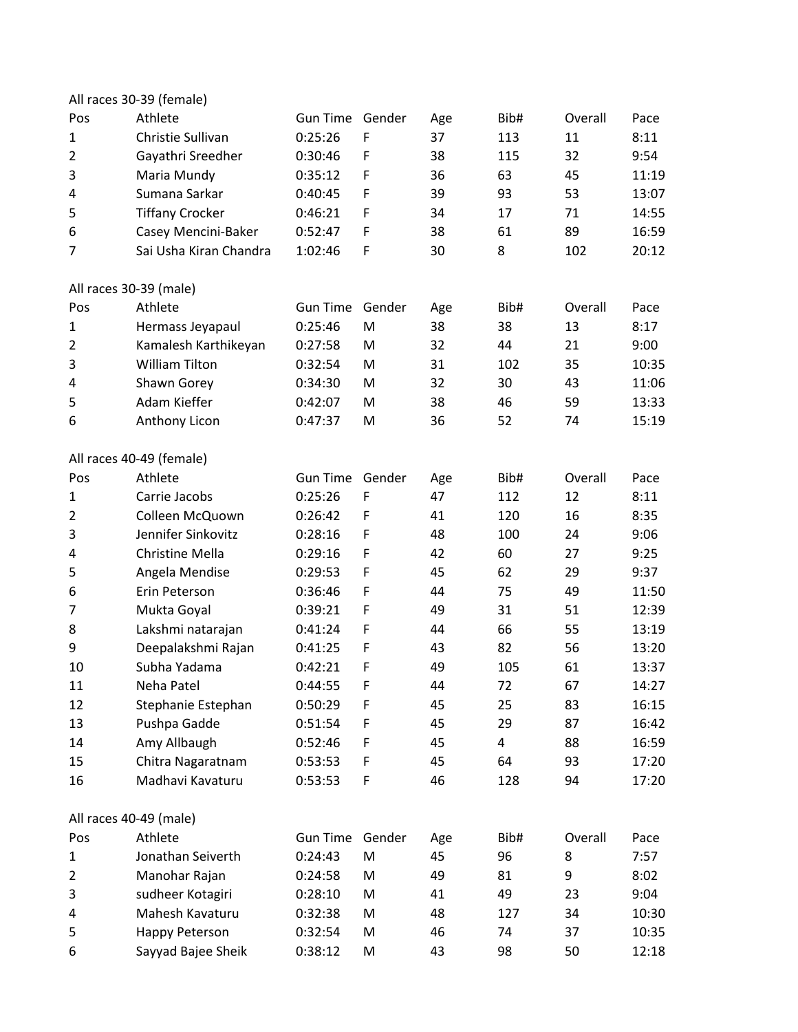All races 30-39 (female)

| Pos | Athlete | Gun Time | Gender | Age | Bib# | Overall | Pace |
|---|---|---|---|---|---|---|---|
| 1 | Christie Sullivan | 0:25:26 | F | 37 | 113 | 11 | 8:11 |
| 2 | Gayathri Sreedher | 0:30:46 | F | 38 | 115 | 32 | 9:54 |
| 3 | Maria Mundy | 0:35:12 | F | 36 | 63 | 45 | 11:19 |
| 4 | Sumana Sarkar | 0:40:45 | F | 39 | 93 | 53 | 13:07 |
| 5 | Tiffany Crocker | 0:46:21 | F | 34 | 17 | 71 | 14:55 |
| 6 | Casey Mencini-Baker | 0:52:47 | F | 38 | 61 | 89 | 16:59 |
| 7 | Sai Usha Kiran Chandra | 1:02:46 | F | 30 | 8 | 102 | 20:12 |

All races 30-39 (male)

| Pos | Athlete | Gun Time | Gender | Age | Bib# | Overall | Pace |
|---|---|---|---|---|---|---|---|
| 1 | Hermass Jeyapaul | 0:25:46 | M | 38 | 38 | 13 | 8:17 |
| 2 | Kamalesh Karthikeyan | 0:27:58 | M | 32 | 44 | 21 | 9:00 |
| 3 | William Tilton | 0:32:54 | M | 31 | 102 | 35 | 10:35 |
| 4 | Shawn Gorey | 0:34:30 | M | 32 | 30 | 43 | 11:06 |
| 5 | Adam Kieffer | 0:42:07 | M | 38 | 46 | 59 | 13:33 |
| 6 | Anthony Licon | 0:47:37 | M | 36 | 52 | 74 | 15:19 |

All races 40-49 (female)

| Pos | Athlete | Gun Time | Gender | Age | Bib# | Overall | Pace |
|---|---|---|---|---|---|---|---|
| 1 | Carrie Jacobs | 0:25:26 | F | 47 | 112 | 12 | 8:11 |
| 2 | Colleen McQuown | 0:26:42 | F | 41 | 120 | 16 | 8:35 |
| 3 | Jennifer Sinkovitz | 0:28:16 | F | 48 | 100 | 24 | 9:06 |
| 4 | Christine Mella | 0:29:16 | F | 42 | 60 | 27 | 9:25 |
| 5 | Angela Mendise | 0:29:53 | F | 45 | 62 | 29 | 9:37 |
| 6 | Erin Peterson | 0:36:46 | F | 44 | 75 | 49 | 11:50 |
| 7 | Mukta Goyal | 0:39:21 | F | 49 | 31 | 51 | 12:39 |
| 8 | Lakshmi natarajan | 0:41:24 | F | 44 | 66 | 55 | 13:19 |
| 9 | Deepalakshmi Rajan | 0:41:25 | F | 43 | 82 | 56 | 13:20 |
| 10 | Subha Yadama | 0:42:21 | F | 49 | 105 | 61 | 13:37 |
| 11 | Neha Patel | 0:44:55 | F | 44 | 72 | 67 | 14:27 |
| 12 | Stephanie Estephan | 0:50:29 | F | 45 | 25 | 83 | 16:15 |
| 13 | Pushpa Gadde | 0:51:54 | F | 45 | 29 | 87 | 16:42 |
| 14 | Amy Allbaugh | 0:52:46 | F | 45 | 4 | 88 | 16:59 |
| 15 | Chitra Nagaratnam | 0:53:53 | F | 45 | 64 | 93 | 17:20 |
| 16 | Madhavi Kavaturu | 0:53:53 | F | 46 | 128 | 94 | 17:20 |

All races 40-49 (male)

| Pos | Athlete | Gun Time | Gender | Age | Bib# | Overall | Pace |
|---|---|---|---|---|---|---|---|
| 1 | Jonathan Seiverth | 0:24:43 | M | 45 | 96 | 8 | 7:57 |
| 2 | Manohar Rajan | 0:24:58 | M | 49 | 81 | 9 | 8:02 |
| 3 | sudheer Kotagiri | 0:28:10 | M | 41 | 49 | 23 | 9:04 |
| 4 | Mahesh Kavaturu | 0:32:38 | M | 48 | 127 | 34 | 10:30 |
| 5 | Happy Peterson | 0:32:54 | M | 46 | 74 | 37 | 10:35 |
| 6 | Sayyad Bajee Sheik | 0:38:12 | M | 43 | 98 | 50 | 12:18 |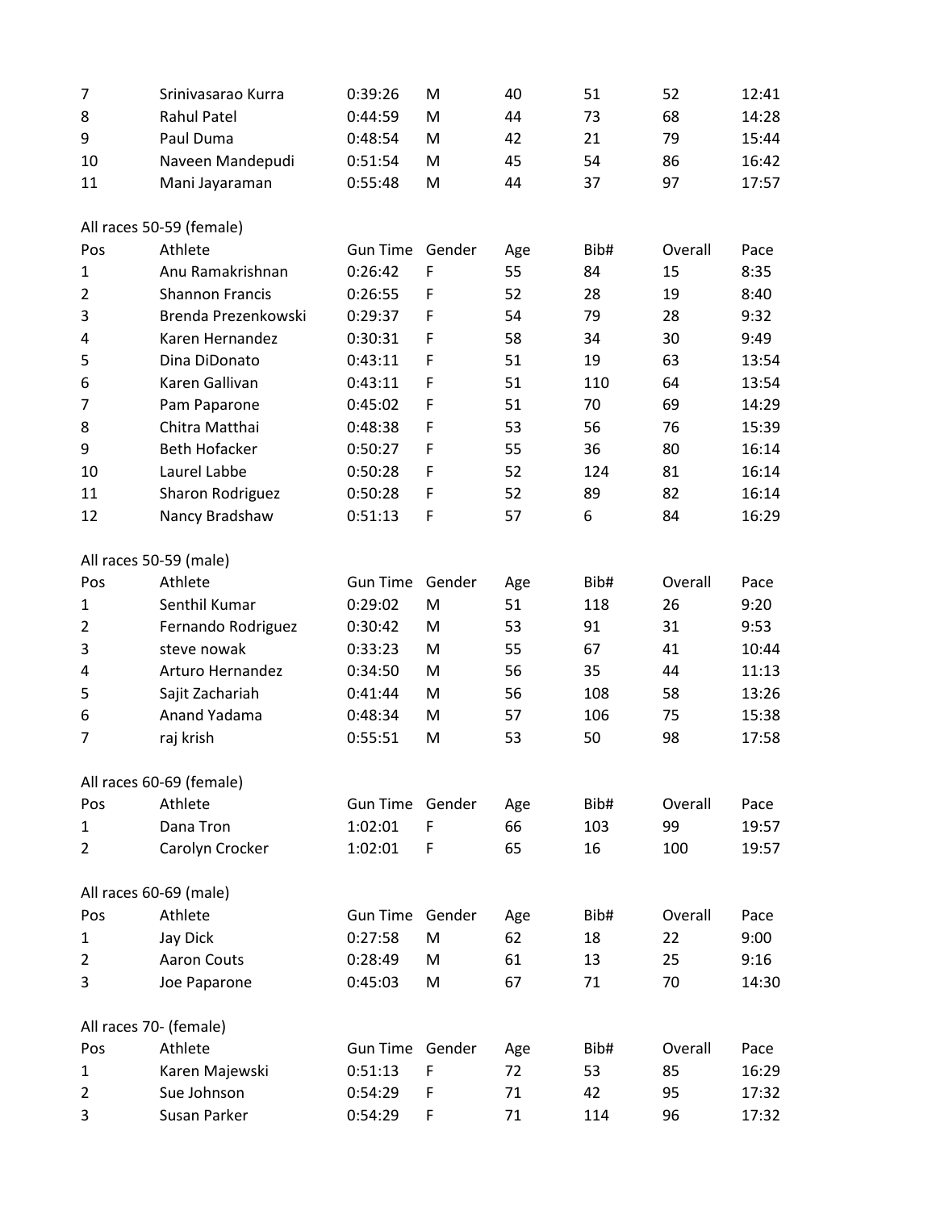| 7 | Srinivasarao Kurra | 0:39:26 | M | 40 | 51 | 52 | 12:41 |
|---|---|---|---|---|---|---|---|
| 8 | Rahul Patel | 0:44:59 | M | 44 | 73 | 68 | 14:28 |
| 9 | Paul Duma | 0:48:54 | M | 42 | 21 | 79 | 15:44 |
| 10 | Naveen Mandepudi | 0:51:54 | M | 45 | 54 | 86 | 16:42 |
| 11 | Mani Jayaraman | 0:55:48 | M | 44 | 37 | 97 | 17:57 |

All races 50-59 (female)

| Pos | Athlete | Gun Time | Gender | Age | Bib# | Overall | Pace |
|---|---|---|---|---|---|---|---|
| 1 | Anu Ramakrishnan | 0:26:42 | F | 55 | 84 | 15 | 8:35 |
| 2 | Shannon Francis | 0:26:55 | F | 52 | 28 | 19 | 8:40 |
| 3 | Brenda Prezenkowski | 0:29:37 | F | 54 | 79 | 28 | 9:32 |
| 4 | Karen Hernandez | 0:30:31 | F | 58 | 34 | 30 | 9:49 |
| 5 | Dina DiDonato | 0:43:11 | F | 51 | 19 | 63 | 13:54 |
| 6 | Karen Gallivan | 0:43:11 | F | 51 | 110 | 64 | 13:54 |
| 7 | Pam Paparone | 0:45:02 | F | 51 | 70 | 69 | 14:29 |
| 8 | Chitra Matthai | 0:48:38 | F | 53 | 56 | 76 | 15:39 |
| 9 | Beth Hofacker | 0:50:27 | F | 55 | 36 | 80 | 16:14 |
| 10 | Laurel Labbe | 0:50:28 | F | 52 | 124 | 81 | 16:14 |
| 11 | Sharon Rodriguez | 0:50:28 | F | 52 | 89 | 82 | 16:14 |
| 12 | Nancy Bradshaw | 0:51:13 | F | 57 | 6 | 84 | 16:29 |

All races 50-59 (male)

| Pos | Athlete | Gun Time | Gender | Age | Bib# | Overall | Pace |
|---|---|---|---|---|---|---|---|
| 1 | Senthil Kumar | 0:29:02 | M | 51 | 118 | 26 | 9:20 |
| 2 | Fernando Rodriguez | 0:30:42 | M | 53 | 91 | 31 | 9:53 |
| 3 | steve nowak | 0:33:23 | M | 55 | 67 | 41 | 10:44 |
| 4 | Arturo Hernandez | 0:34:50 | M | 56 | 35 | 44 | 11:13 |
| 5 | Sajit Zachariah | 0:41:44 | M | 56 | 108 | 58 | 13:26 |
| 6 | Anand Yadama | 0:48:34 | M | 57 | 106 | 75 | 15:38 |
| 7 | raj krish | 0:55:51 | M | 53 | 50 | 98 | 17:58 |

All races 60-69 (female)

| Pos | Athlete | Gun Time | Gender | Age | Bib# | Overall | Pace |
|---|---|---|---|---|---|---|---|
| 1 | Dana Tron | 1:02:01 | F | 66 | 103 | 99 | 19:57 |
| 2 | Carolyn Crocker | 1:02:01 | F | 65 | 16 | 100 | 19:57 |

All races 60-69 (male)

| Pos | Athlete | Gun Time | Gender | Age | Bib# | Overall | Pace |
|---|---|---|---|---|---|---|---|
| 1 | Jay Dick | 0:27:58 | M | 62 | 18 | 22 | 9:00 |
| 2 | Aaron Couts | 0:28:49 | M | 61 | 13 | 25 | 9:16 |
| 3 | Joe Paparone | 0:45:03 | M | 67 | 71 | 70 | 14:30 |

All races 70- (female)

| Pos | Athlete | Gun Time | Gender | Age | Bib# | Overall | Pace |
|---|---|---|---|---|---|---|---|
| 1 | Karen Majewski | 0:51:13 | F | 72 | 53 | 85 | 16:29 |
| 2 | Sue Johnson | 0:54:29 | F | 71 | 42 | 95 | 17:32 |
| 3 | Susan Parker | 0:54:29 | F | 71 | 114 | 96 | 17:32 |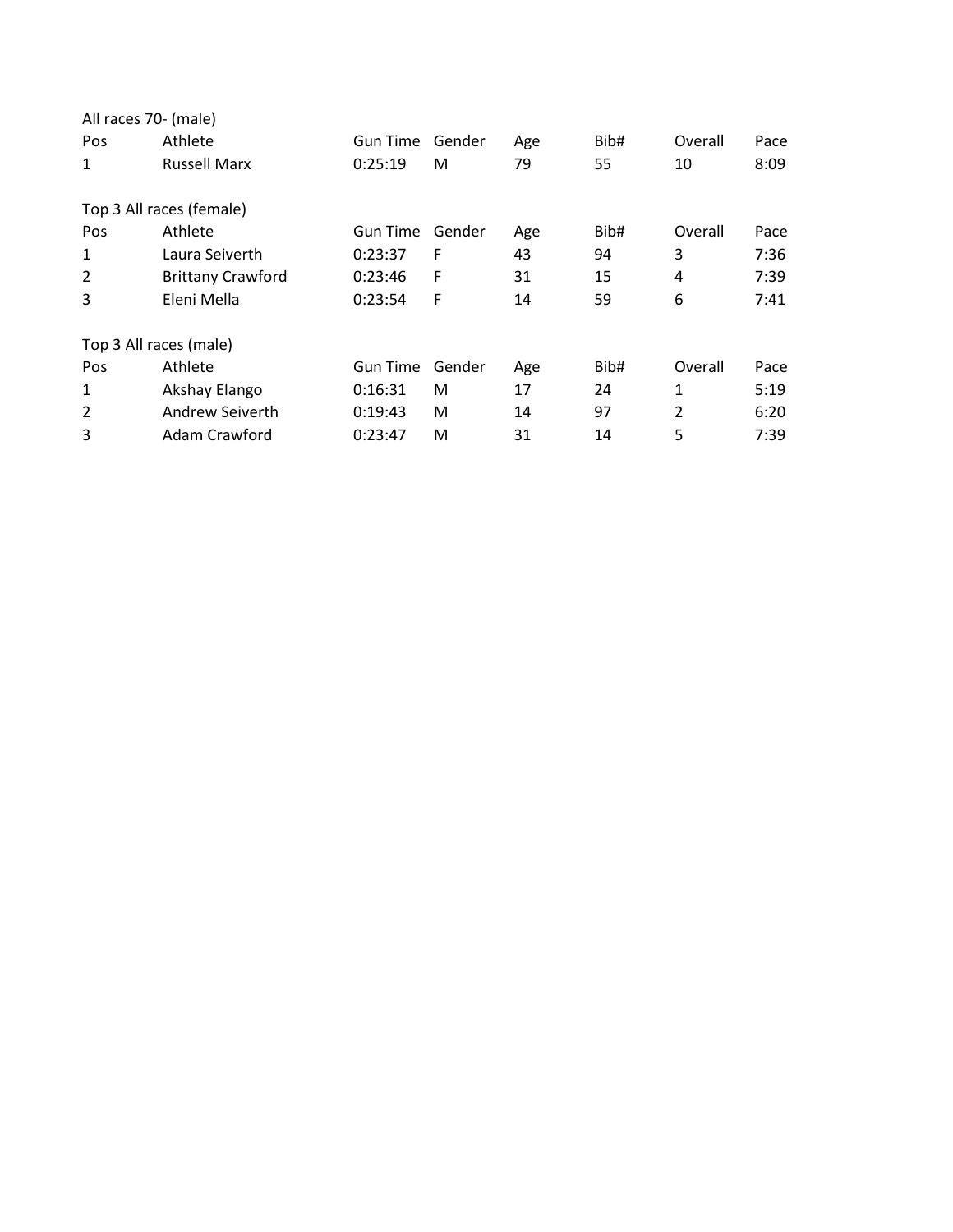All races 70- (male)

| Pos | Athlete | Gun Time | Gender | Age | Bib# | Overall | Pace |
|---|---|---|---|---|---|---|---|
| 1 | Russell Marx | 0:25:19 | M | 79 | 55 | 10 | 8:09 |

Top 3 All races (female)

| Pos | Athlete | Gun Time | Gender | Age | Bib# | Overall | Pace |
|---|---|---|---|---|---|---|---|
| 1 | Laura Seiverth | 0:23:37 | F | 43 | 94 | 3 | 7:36 |
| 2 | Brittany Crawford | 0:23:46 | F | 31 | 15 | 4 | 7:39 |
| 3 | Eleni Mella | 0:23:54 | F | 14 | 59 | 6 | 7:41 |

Top 3 All races (male)

| Pos | Athlete | Gun Time | Gender | Age | Bib# | Overall | Pace |
|---|---|---|---|---|---|---|---|
| 1 | Akshay Elango | 0:16:31 | M | 17 | 24 | 1 | 5:19 |
| 2 | Andrew Seiverth | 0:19:43 | M | 14 | 97 | 2 | 6:20 |
| 3 | Adam Crawford | 0:23:47 | M | 31 | 14 | 5 | 7:39 |